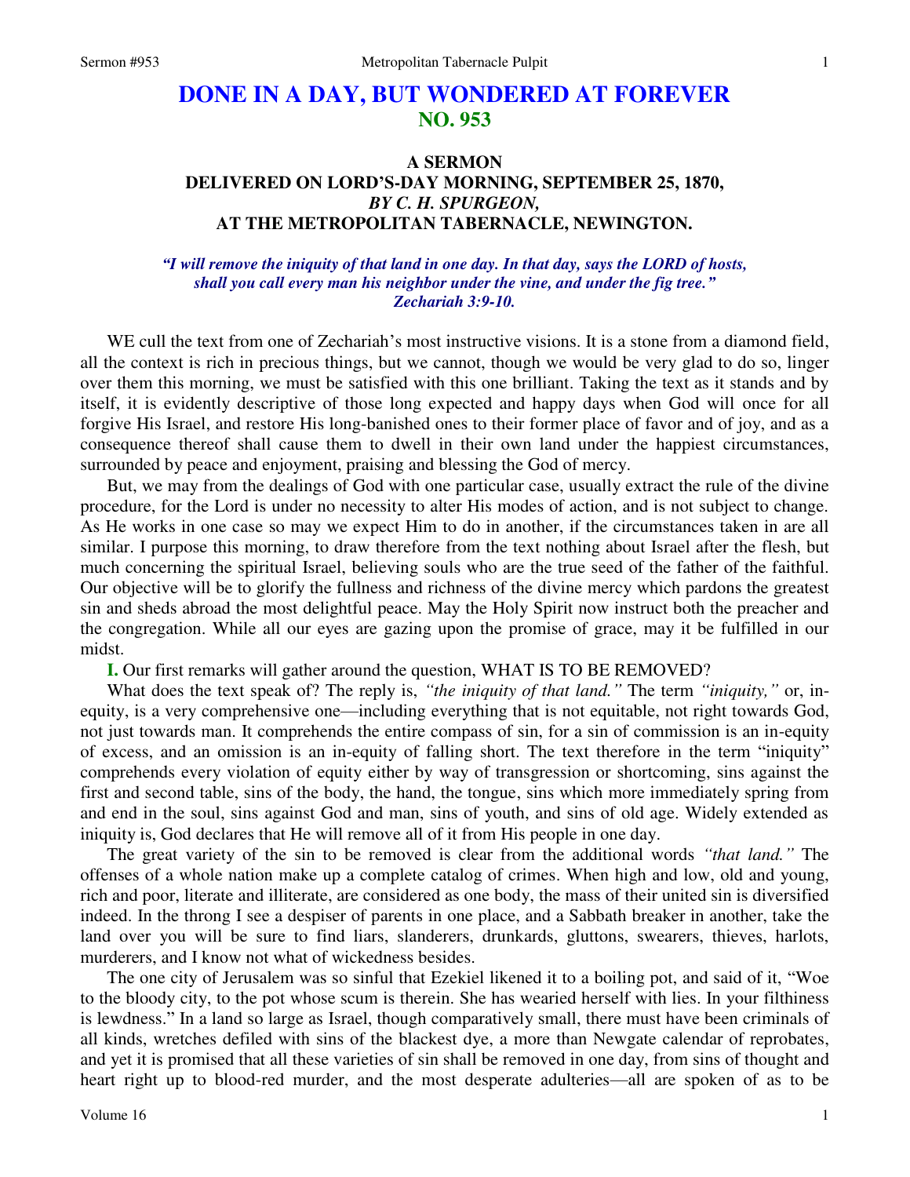# DONE IN A DAY, BUT WONDERED AT FOREVER
## NO. 953

### A SERMON
### DELIVERED ON LORD'S-DAY MORNING, SEPTEMBER 25, 1870,
### *BY C. H. SPURGEON,*
### AT THE METROPOLITAN TABERNACLE, NEWINGTON.

***"I will remove the iniquity of that land in one day. In that day, says the LORD of hosts, shall you call every man his neighbor under the vine, and under the fig tree." Zechariah 3:9-10.***

WE cull the text from one of Zechariah's most instructive visions. It is a stone from a diamond field, all the context is rich in precious things, but we cannot, though we would be very glad to do so, linger over them this morning, we must be satisfied with this one brilliant. Taking the text as it stands and by itself, it is evidently descriptive of those long expected and happy days when God will once for all forgive His Israel, and restore His long-banished ones to their former place of favor and of joy, and as a consequence thereof shall cause them to dwell in their own land under the happiest circumstances, surrounded by peace and enjoyment, praising and blessing the God of mercy.

But, we may from the dealings of God with one particular case, usually extract the rule of the divine procedure, for the Lord is under no necessity to alter His modes of action, and is not subject to change. As He works in one case so may we expect Him to do in another, if the circumstances taken in are all similar. I purpose this morning, to draw therefore from the text nothing about Israel after the flesh, but much concerning the spiritual Israel, believing souls who are the true seed of the father of the faithful. Our objective will be to glorify the fullness and richness of the divine mercy which pardons the greatest sin and sheds abroad the most delightful peace. May the Holy Spirit now instruct both the preacher and the congregation. While all our eyes are gazing upon the promise of grace, may it be fulfilled in our midst.

**I.** Our first remarks will gather around the question, WHAT IS TO BE REMOVED?

What does the text speak of? The reply is, *"the iniquity of that land."* The term *"iniquity,"* or, in-equity, is a very comprehensive one—including everything that is not equitable, not right towards God, not just towards man. It comprehends the entire compass of sin, for a sin of commission is an in-equity of excess, and an omission is an in-equity of falling short. The text therefore in the term "iniquity" comprehends every violation of equity either by way of transgression or shortcoming, sins against the first and second table, sins of the body, the hand, the tongue, sins which more immediately spring from and end in the soul, sins against God and man, sins of youth, and sins of old age. Widely extended as iniquity is, God declares that He will remove all of it from His people in one day.

The great variety of the sin to be removed is clear from the additional words *"that land."* The offenses of a whole nation make up a complete catalog of crimes. When high and low, old and young, rich and poor, literate and illiterate, are considered as one body, the mass of their united sin is diversified indeed. In the throng I see a despiser of parents in one place, and a Sabbath breaker in another, take the land over you will be sure to find liars, slanderers, drunkards, gluttons, swearers, thieves, harlots, murderers, and I know not what of wickedness besides.

The one city of Jerusalem was so sinful that Ezekiel likened it to a boiling pot, and said of it, "Woe to the bloody city, to the pot whose scum is therein. She has wearied herself with lies. In your filthiness is lewdness." In a land so large as Israel, though comparatively small, there must have been criminals of all kinds, wretches defiled with sins of the blackest dye, a more than Newgate calendar of reprobates, and yet it is promised that all these varieties of sin shall be removed in one day, from sins of thought and heart right up to blood-red murder, and the most desperate adulteries—all are spoken of as to be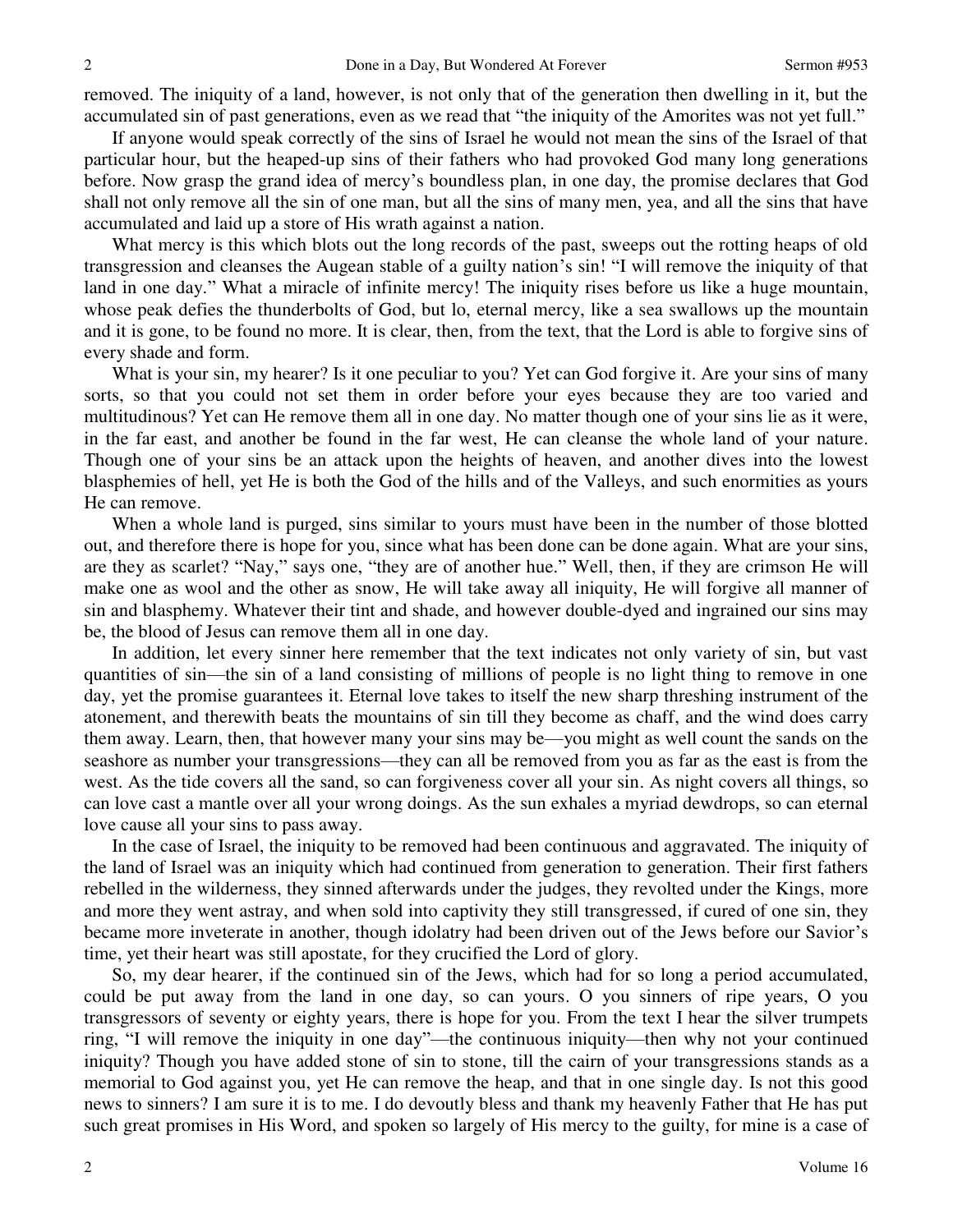removed. The iniquity of a land, however, is not only that of the generation then dwelling in it, but the accumulated sin of past generations, even as we read that "the iniquity of the Amorites was not yet full."

If anyone would speak correctly of the sins of Israel he would not mean the sins of the Israel of that particular hour, but the heaped-up sins of their fathers who had provoked God many long generations before. Now grasp the grand idea of mercy's boundless plan, in one day, the promise declares that God shall not only remove all the sin of one man, but all the sins of many men, yea, and all the sins that have accumulated and laid up a store of His wrath against a nation.

What mercy is this which blots out the long records of the past, sweeps out the rotting heaps of old transgression and cleanses the Augean stable of a guilty nation's sin! "I will remove the iniquity of that land in one day." What a miracle of infinite mercy! The iniquity rises before us like a huge mountain, whose peak defies the thunderbolts of God, but lo, eternal mercy, like a sea swallows up the mountain and it is gone, to be found no more. It is clear, then, from the text, that the Lord is able to forgive sins of every shade and form.

What is your sin, my hearer? Is it one peculiar to you? Yet can God forgive it. Are your sins of many sorts, so that you could not set them in order before your eyes because they are too varied and multitudinous? Yet can He remove them all in one day. No matter though one of your sins lie as it were, in the far east, and another be found in the far west, He can cleanse the whole land of your nature. Though one of your sins be an attack upon the heights of heaven, and another dives into the lowest blasphemies of hell, yet He is both the God of the hills and of the Valleys, and such enormities as yours He can remove.

When a whole land is purged, sins similar to yours must have been in the number of those blotted out, and therefore there is hope for you, since what has been done can be done again. What are your sins, are they as scarlet? "Nay," says one, "they are of another hue." Well, then, if they are crimson He will make one as wool and the other as snow, He will take away all iniquity, He will forgive all manner of sin and blasphemy. Whatever their tint and shade, and however double-dyed and ingrained our sins may be, the blood of Jesus can remove them all in one day.

In addition, let every sinner here remember that the text indicates not only variety of sin, but vast quantities of sin—the sin of a land consisting of millions of people is no light thing to remove in one day, yet the promise guarantees it. Eternal love takes to itself the new sharp threshing instrument of the atonement, and therewith beats the mountains of sin till they become as chaff, and the wind does carry them away. Learn, then, that however many your sins may be—you might as well count the sands on the seashore as number your transgressions—they can all be removed from you as far as the east is from the west. As the tide covers all the sand, so can forgiveness cover all your sin. As night covers all things, so can love cast a mantle over all your wrong doings. As the sun exhales a myriad dewdrops, so can eternal love cause all your sins to pass away.

In the case of Israel, the iniquity to be removed had been continuous and aggravated. The iniquity of the land of Israel was an iniquity which had continued from generation to generation. Their first fathers rebelled in the wilderness, they sinned afterwards under the judges, they revolted under the Kings, more and more they went astray, and when sold into captivity they still transgressed, if cured of one sin, they became more inveterate in another, though idolatry had been driven out of the Jews before our Savior's time, yet their heart was still apostate, for they crucified the Lord of glory.

So, my dear hearer, if the continued sin of the Jews, which had for so long a period accumulated, could be put away from the land in one day, so can yours. O you sinners of ripe years, O you transgressors of seventy or eighty years, there is hope for you. From the text I hear the silver trumpets ring, "I will remove the iniquity in one day"—the continuous iniquity—then why not your continued iniquity? Though you have added stone of sin to stone, till the cairn of your transgressions stands as a memorial to God against you, yet He can remove the heap, and that in one single day. Is not this good news to sinners? I am sure it is to me. I do devoutly bless and thank my heavenly Father that He has put such great promises in His Word, and spoken so largely of His mercy to the guilty, for mine is a case of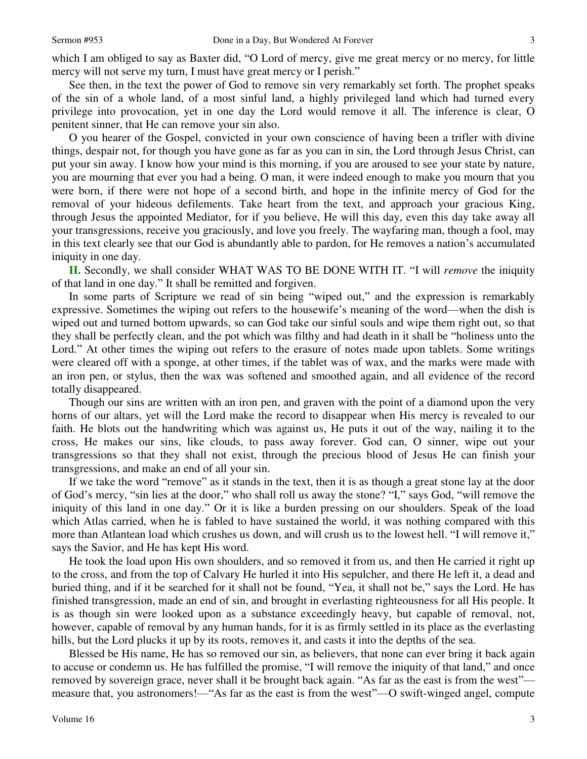which I am obliged to say as Baxter did, "O Lord of mercy, give me great mercy or no mercy, for little mercy will not serve my turn, I must have great mercy or I perish."

See then, in the text the power of God to remove sin very remarkably set forth. The prophet speaks of the sin of a whole land, of a most sinful land, a highly privileged land which had turned every privilege into provocation, yet in one day the Lord would remove it all. The inference is clear, O penitent sinner, that He can remove your sin also.

O you hearer of the Gospel, convicted in your own conscience of having been a trifler with divine things, despair not, for though you have gone as far as you can in sin, the Lord through Jesus Christ, can put your sin away. I know how your mind is this morning, if you are aroused to see your state by nature, you are mourning that ever you had a being. O man, it were indeed enough to make you mourn that you were born, if there were not hope of a second birth, and hope in the infinite mercy of God for the removal of your hideous defilements. Take heart from the text, and approach your gracious King, through Jesus the appointed Mediator, for if you believe, He will this day, even this day take away all your transgressions, receive you graciously, and love you freely. The wayfaring man, though a fool, may in this text clearly see that our God is abundantly able to pardon, for He removes a nation's accumulated iniquity in one day.

**II.** Secondly, we shall consider WHAT WAS TO BE DONE WITH IT. "I will *remove* the iniquity of that land in one day." It shall be remitted and forgiven.

In some parts of Scripture we read of sin being "wiped out," and the expression is remarkably expressive. Sometimes the wiping out refers to the housewife's meaning of the word—when the dish is wiped out and turned bottom upwards, so can God take our sinful souls and wipe them right out, so that they shall be perfectly clean, and the pot which was filthy and had death in it shall be "holiness unto the Lord." At other times the wiping out refers to the erasure of notes made upon tablets. Some writings were cleared off with a sponge, at other times, if the tablet was of wax, and the marks were made with an iron pen, or stylus, then the wax was softened and smoothed again, and all evidence of the record totally disappeared.

Though our sins are written with an iron pen, and graven with the point of a diamond upon the very horns of our altars, yet will the Lord make the record to disappear when His mercy is revealed to our faith. He blots out the handwriting which was against us, He puts it out of the way, nailing it to the cross, He makes our sins, like clouds, to pass away forever. God can, O sinner, wipe out your transgressions so that they shall not exist, through the precious blood of Jesus He can finish your transgressions, and make an end of all your sin.

If we take the word "remove" as it stands in the text, then it is as though a great stone lay at the door of God's mercy, "sin lies at the door," who shall roll us away the stone? "I," says God, "will remove the iniquity of this land in one day." Or it is like a burden pressing on our shoulders. Speak of the load which Atlas carried, when he is fabled to have sustained the world, it was nothing compared with this more than Atlantean load which crushes us down, and will crush us to the lowest hell. "I will remove it," says the Savior, and He has kept His word.

He took the load upon His own shoulders, and so removed it from us, and then He carried it right up to the cross, and from the top of Calvary He hurled it into His sepulcher, and there He left it, a dead and buried thing, and if it be searched for it shall not be found, "Yea, it shall not be," says the Lord. He has finished transgression, made an end of sin, and brought in everlasting righteousness for all His people. It is as though sin were looked upon as a substance exceedingly heavy, but capable of removal, not, however, capable of removal by any human hands, for it is as firmly settled in its place as the everlasting hills, but the Lord plucks it up by its roots, removes it, and casts it into the depths of the sea.

Blessed be His name, He has so removed our sin, as believers, that none can ever bring it back again to accuse or condemn us. He has fulfilled the promise, "I will remove the iniquity of that land," and once removed by sovereign grace, never shall it be brought back again. "As far as the east is from the west"—measure that, you astronomers!—"As far as the east is from the west"—O swift-winged angel, compute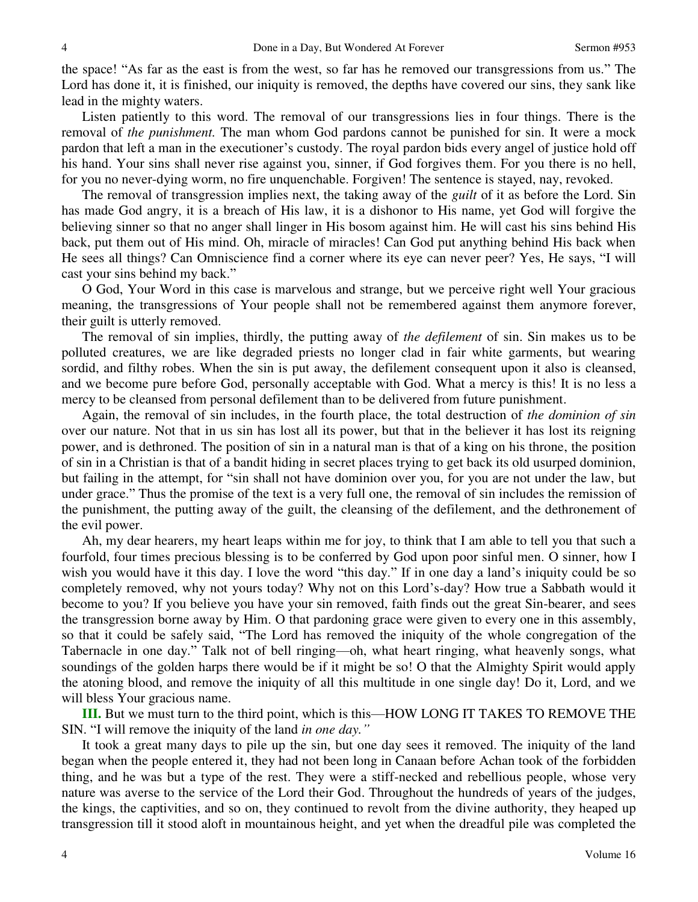the space! "As far as the east is from the west, so far has he removed our transgressions from us." The Lord has done it, it is finished, our iniquity is removed, the depths have covered our sins, they sank like lead in the mighty waters.

Listen patiently to this word. The removal of our transgressions lies in four things. There is the removal of *the punishment.* The man whom God pardons cannot be punished for sin. It were a mock pardon that left a man in the executioner's custody. The royal pardon bids every angel of justice hold off his hand. Your sins shall never rise against you, sinner, if God forgives them. For you there is no hell, for you no never-dying worm, no fire unquenchable. Forgiven! The sentence is stayed, nay, revoked.

The removal of transgression implies next, the taking away of the *guilt* of it as before the Lord. Sin has made God angry, it is a breach of His law, it is a dishonor to His name, yet God will forgive the believing sinner so that no anger shall linger in His bosom against him. He will cast his sins behind His back, put them out of His mind. Oh, miracle of miracles! Can God put anything behind His back when He sees all things? Can Omniscience find a corner where its eye can never peer? Yes, He says, "I will cast your sins behind my back."

O God, Your Word in this case is marvelous and strange, but we perceive right well Your gracious meaning, the transgressions of Your people shall not be remembered against them anymore forever, their guilt is utterly removed.

The removal of sin implies, thirdly, the putting away of *the defilement* of sin. Sin makes us to be polluted creatures, we are like degraded priests no longer clad in fair white garments, but wearing sordid, and filthy robes. When the sin is put away, the defilement consequent upon it also is cleansed, and we become pure before God, personally acceptable with God. What a mercy is this! It is no less a mercy to be cleansed from personal defilement than to be delivered from future punishment.

Again, the removal of sin includes, in the fourth place, the total destruction of *the dominion of sin* over our nature. Not that in us sin has lost all its power, but that in the believer it has lost its reigning power, and is dethroned. The position of sin in a natural man is that of a king on his throne, the position of sin in a Christian is that of a bandit hiding in secret places trying to get back its old usurped dominion, but failing in the attempt, for "sin shall not have dominion over you, for you are not under the law, but under grace." Thus the promise of the text is a very full one, the removal of sin includes the remission of the punishment, the putting away of the guilt, the cleansing of the defilement, and the dethronement of the evil power.

Ah, my dear hearers, my heart leaps within me for joy, to think that I am able to tell you that such a fourfold, four times precious blessing is to be conferred by God upon poor sinful men. O sinner, how I wish you would have it this day. I love the word "this day." If in one day a land's iniquity could be so completely removed, why not yours today? Why not on this Lord's-day? How true a Sabbath would it become to you? If you believe you have your sin removed, faith finds out the great Sin-bearer, and sees the transgression borne away by Him. O that pardoning grace were given to every one in this assembly, so that it could be safely said, "The Lord has removed the iniquity of the whole congregation of the Tabernacle in one day." Talk not of bell ringing—oh, what heart ringing, what heavenly songs, what soundings of the golden harps there would be if it might be so! O that the Almighty Spirit would apply the atoning blood, and remove the iniquity of all this multitude in one single day! Do it, Lord, and we will bless Your gracious name.

**III.** But we must turn to the third point, which is this—HOW LONG IT TAKES TO REMOVE THE SIN. "I will remove the iniquity of the land *in one day."*

It took a great many days to pile up the sin, but one day sees it removed. The iniquity of the land began when the people entered it, they had not been long in Canaan before Achan took of the forbidden thing, and he was but a type of the rest. They were a stiff-necked and rebellious people, whose very nature was averse to the service of the Lord their God. Throughout the hundreds of years of the judges, the kings, the captivities, and so on, they continued to revolt from the divine authority, they heaped up transgression till it stood aloft in mountainous height, and yet when the dreadful pile was completed the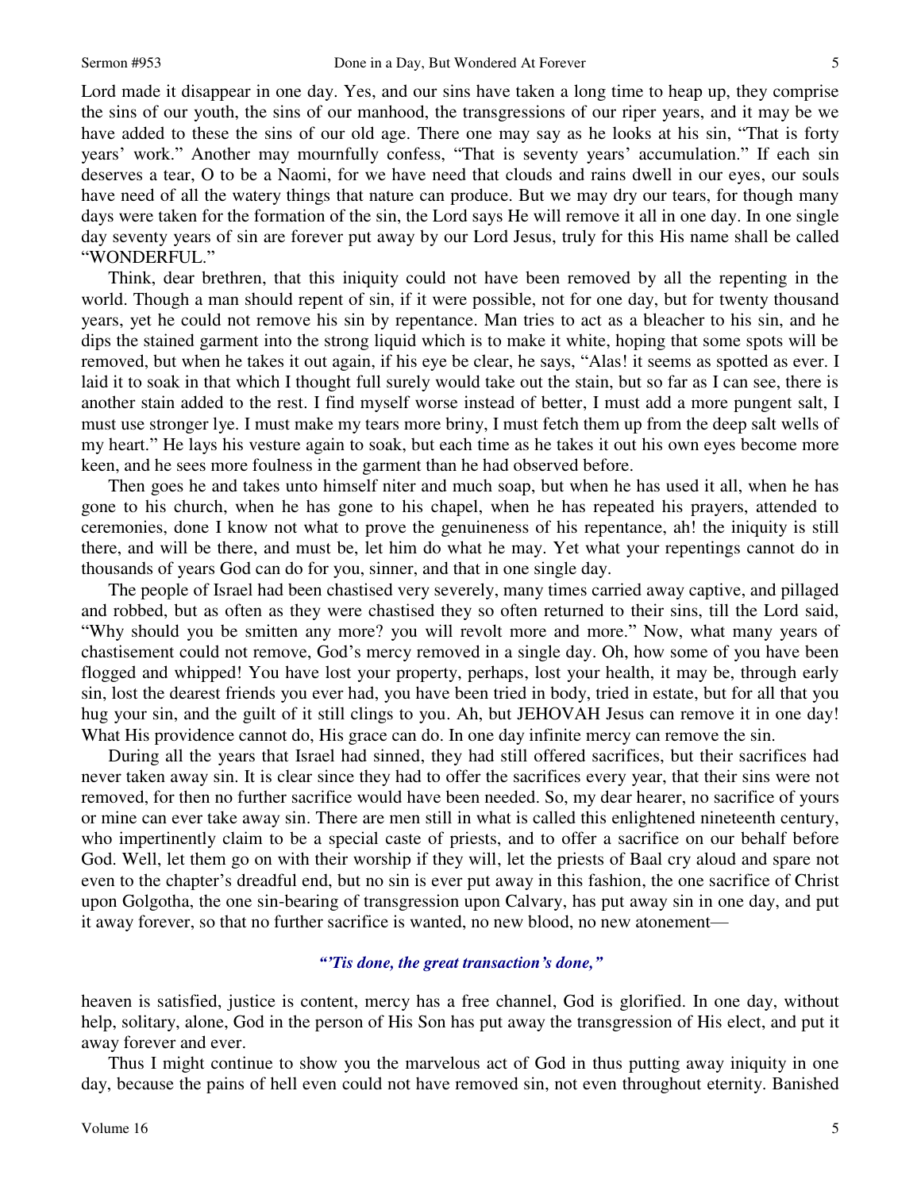Lord made it disappear in one day. Yes, and our sins have taken a long time to heap up, they comprise the sins of our youth, the sins of our manhood, the transgressions of our riper years, and it may be we have added to these the sins of our old age. There one may say as he looks at his sin, "That is forty years' work." Another may mournfully confess, "That is seventy years' accumulation." If each sin deserves a tear, O to be a Naomi, for we have need that clouds and rains dwell in our eyes, our souls have need of all the watery things that nature can produce. But we may dry our tears, for though many days were taken for the formation of the sin, the Lord says He will remove it all in one day. In one single day seventy years of sin are forever put away by our Lord Jesus, truly for this His name shall be called "WONDERFUL."

Think, dear brethren, that this iniquity could not have been removed by all the repenting in the world. Though a man should repent of sin, if it were possible, not for one day, but for twenty thousand years, yet he could not remove his sin by repentance. Man tries to act as a bleacher to his sin, and he dips the stained garment into the strong liquid which is to make it white, hoping that some spots will be removed, but when he takes it out again, if his eye be clear, he says, "Alas! it seems as spotted as ever. I laid it to soak in that which I thought full surely would take out the stain, but so far as I can see, there is another stain added to the rest. I find myself worse instead of better, I must add a more pungent salt, I must use stronger lye. I must make my tears more briny, I must fetch them up from the deep salt wells of my heart." He lays his vesture again to soak, but each time as he takes it out his own eyes become more keen, and he sees more foulness in the garment than he had observed before.

Then goes he and takes unto himself niter and much soap, but when he has used it all, when he has gone to his church, when he has gone to his chapel, when he has repeated his prayers, attended to ceremonies, done I know not what to prove the genuineness of his repentance, ah! the iniquity is still there, and will be there, and must be, let him do what he may. Yet what your repentings cannot do in thousands of years God can do for you, sinner, and that in one single day.

The people of Israel had been chastised very severely, many times carried away captive, and pillaged and robbed, but as often as they were chastised they so often returned to their sins, till the Lord said, "Why should you be smitten any more? you will revolt more and more." Now, what many years of chastisement could not remove, God's mercy removed in a single day. Oh, how some of you have been flogged and whipped! You have lost your property, perhaps, lost your health, it may be, through early sin, lost the dearest friends you ever had, you have been tried in body, tried in estate, but for all that you hug your sin, and the guilt of it still clings to you. Ah, but JEHOVAH Jesus can remove it in one day! What His providence cannot do, His grace can do. In one day infinite mercy can remove the sin.

During all the years that Israel had sinned, they had still offered sacrifices, but their sacrifices had never taken away sin. It is clear since they had to offer the sacrifices every year, that their sins were not removed, for then no further sacrifice would have been needed. So, my dear hearer, no sacrifice of yours or mine can ever take away sin. There are men still in what is called this enlightened nineteenth century, who impertinently claim to be a special caste of priests, and to offer a sacrifice on our behalf before God. Well, let them go on with their worship if they will, let the priests of Baal cry aloud and spare not even to the chapter's dreadful end, but no sin is ever put away in this fashion, the one sacrifice of Christ upon Golgotha, the one sin-bearing of transgression upon Calvary, has put away sin in one day, and put it away forever, so that no further sacrifice is wanted, no new blood, no new atonement—

*"'Tis done, the great transaction's done,"*

heaven is satisfied, justice is content, mercy has a free channel, God is glorified. In one day, without help, solitary, alone, God in the person of His Son has put away the transgression of His elect, and put it away forever and ever.

Thus I might continue to show you the marvelous act of God in thus putting away iniquity in one day, because the pains of hell even could not have removed sin, not even throughout eternity. Banished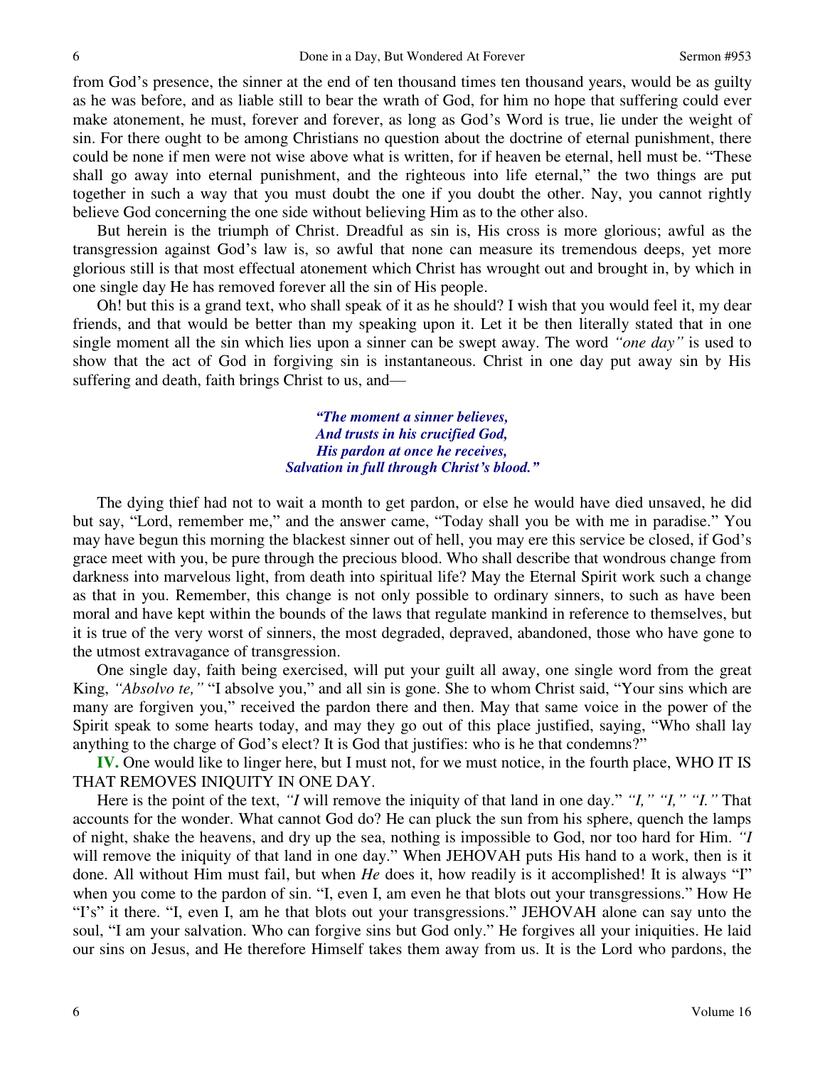from God's presence, the sinner at the end of ten thousand times ten thousand years, would be as guilty as he was before, and as liable still to bear the wrath of God, for him no hope that suffering could ever make atonement, he must, forever and forever, as long as God's Word is true, lie under the weight of sin. For there ought to be among Christians no question about the doctrine of eternal punishment, there could be none if men were not wise above what is written, for if heaven be eternal, hell must be. "These shall go away into eternal punishment, and the righteous into life eternal," the two things are put together in such a way that you must doubt the one if you doubt the other. Nay, you cannot rightly believe God concerning the one side without believing Him as to the other also.

But herein is the triumph of Christ. Dreadful as sin is, His cross is more glorious; awful as the transgression against God's law is, so awful that none can measure its tremendous deeps, yet more glorious still is that most effectual atonement which Christ has wrought out and brought in, by which in one single day He has removed forever all the sin of His people.

Oh! but this is a grand text, who shall speak of it as he should? I wish that you would feel it, my dear friends, and that would be better than my speaking upon it. Let it be then literally stated that in one single moment all the sin which lies upon a sinner can be swept away. The word *"one day"* is used to show that the act of God in forgiving sin is instantaneous. Christ in one day put away sin by His suffering and death, faith brings Christ to us, and—

*"The moment a sinner believes,*
*And trusts in his crucified God,*
*His pardon at once he receives,*
*Salvation in full through Christ's blood."*

The dying thief had not to wait a month to get pardon, or else he would have died unsaved, he did but say, "Lord, remember me," and the answer came, "Today shall you be with me in paradise." You may have begun this morning the blackest sinner out of hell, you may ere this service be closed, if God's grace meet with you, be pure through the precious blood. Who shall describe that wondrous change from darkness into marvelous light, from death into spiritual life? May the Eternal Spirit work such a change as that in you. Remember, this change is not only possible to ordinary sinners, to such as have been moral and have kept within the bounds of the laws that regulate mankind in reference to themselves, but it is true of the very worst of sinners, the most degraded, depraved, abandoned, those who have gone to the utmost extravagance of transgression.

One single day, faith being exercised, will put your guilt all away, one single word from the great King, *"Absolvo te,"* "I absolve you," and all sin is gone. She to whom Christ said, "Your sins which are many are forgiven you," received the pardon there and then. May that same voice in the power of the Spirit speak to some hearts today, and may they go out of this place justified, saying, "Who shall lay anything to the charge of God's elect? It is God that justifies: who is he that condemns?"

**IV.** One would like to linger here, but I must not, for we must notice, in the fourth place, WHO IT IS THAT REMOVES INIQUITY IN ONE DAY.

Here is the point of the text, *"I* will remove the iniquity of that land in one day." *"I," "I," "I."* That accounts for the wonder. What cannot God do? He can pluck the sun from his sphere, quench the lamps of night, shake the heavens, and dry up the sea, nothing is impossible to God, nor too hard for Him. *"I* will remove the iniquity of that land in one day." When JEHOVAH puts His hand to a work, then is it done. All without Him must fail, but when *He* does it, how readily is it accomplished! It is always "I" when you come to the pardon of sin. "I, even I, am even he that blots out your transgressions." How He "I's" it there. "I, even I, am he that blots out your transgressions." JEHOVAH alone can say unto the soul, "I am your salvation. Who can forgive sins but God only." He forgives all your iniquities. He laid our sins on Jesus, and He therefore Himself takes them away from us. It is the Lord who pardons, the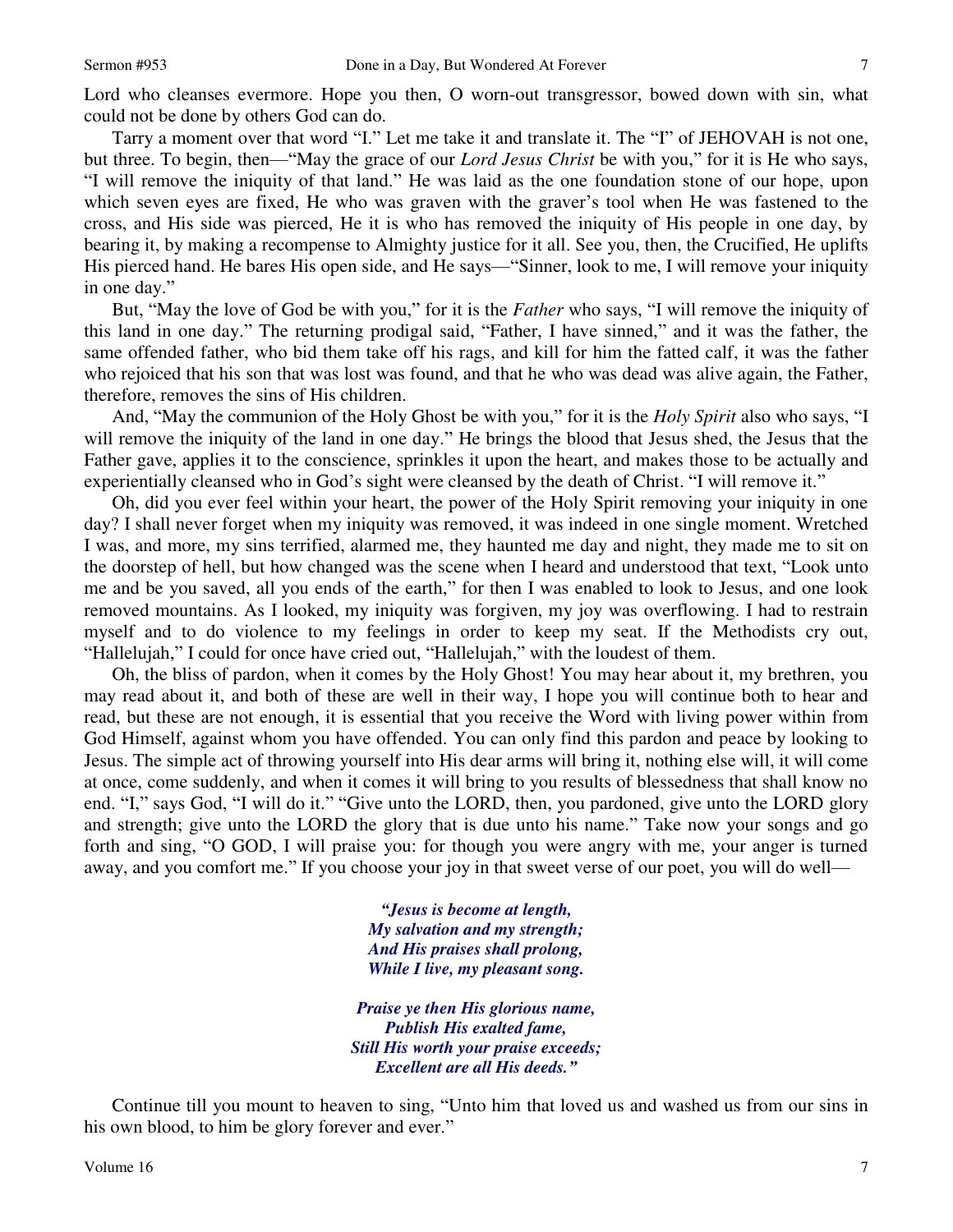Lord who cleanses evermore. Hope you then, O worn-out transgressor, bowed down with sin, what could not be done by others God can do.

Tarry a moment over that word "I." Let me take it and translate it. The "I" of JEHOVAH is not one, but three. To begin, then—"May the grace of our *Lord Jesus Christ* be with you," for it is He who says, "I will remove the iniquity of that land." He was laid as the one foundation stone of our hope, upon which seven eyes are fixed, He who was graven with the graver's tool when He was fastened to the cross, and His side was pierced, He it is who has removed the iniquity of His people in one day, by bearing it, by making a recompense to Almighty justice for it all. See you, then, the Crucified, He uplifts His pierced hand. He bares His open side, and He says—"Sinner, look to me, I will remove your iniquity in one day."

But, "May the love of God be with you," for it is the *Father* who says, "I will remove the iniquity of this land in one day." The returning prodigal said, "Father, I have sinned," and it was the father, the same offended father, who bid them take off his rags, and kill for him the fatted calf, it was the father who rejoiced that his son that was lost was found, and that he who was dead was alive again, the Father, therefore, removes the sins of His children.

And, "May the communion of the Holy Ghost be with you," for it is the *Holy Spirit* also who says, "I will remove the iniquity of the land in one day." He brings the blood that Jesus shed, the Jesus that the Father gave, applies it to the conscience, sprinkles it upon the heart, and makes those to be actually and experientially cleansed who in God's sight were cleansed by the death of Christ. "I will remove it."

Oh, did you ever feel within your heart, the power of the Holy Spirit removing your iniquity in one day? I shall never forget when my iniquity was removed, it was indeed in one single moment. Wretched I was, and more, my sins terrified, alarmed me, they haunted me day and night, they made me to sit on the doorstep of hell, but how changed was the scene when I heard and understood that text, "Look unto me and be you saved, all you ends of the earth," for then I was enabled to look to Jesus, and one look removed mountains. As I looked, my iniquity was forgiven, my joy was overflowing. I had to restrain myself and to do violence to my feelings in order to keep my seat. If the Methodists cry out, "Hallelujah," I could for once have cried out, "Hallelujah," with the loudest of them.

Oh, the bliss of pardon, when it comes by the Holy Ghost! You may hear about it, my brethren, you may read about it, and both of these are well in their way, I hope you will continue both to hear and read, but these are not enough, it is essential that you receive the Word with living power within from God Himself, against whom you have offended. You can only find this pardon and peace by looking to Jesus. The simple act of throwing yourself into His dear arms will bring it, nothing else will, it will come at once, come suddenly, and when it comes it will bring to you results of blessedness that shall know no end. "I," says God, "I will do it." "Give unto the LORD, then, you pardoned, give unto the LORD glory and strength; give unto the LORD the glory that is due unto his name." Take now your songs and go forth and sing, "O GOD, I will praise you: for though you were angry with me, your anger is turned away, and you comfort me." If you choose your joy in that sweet verse of our poet, you will do well—

> ***"Jesus is become at length,***
> ***My salvation and my strength;***
> ***And His praises shall prolong,***
> ***While I live, my pleasant song.***
>
> ***Praise ye then His glorious name,***
> ***Publish His exalted fame,***
> ***Still His worth your praise exceeds;***
> ***Excellent are all His deeds."***

Continue till you mount to heaven to sing, "Unto him that loved us and washed us from our sins in his own blood, to him be glory forever and ever."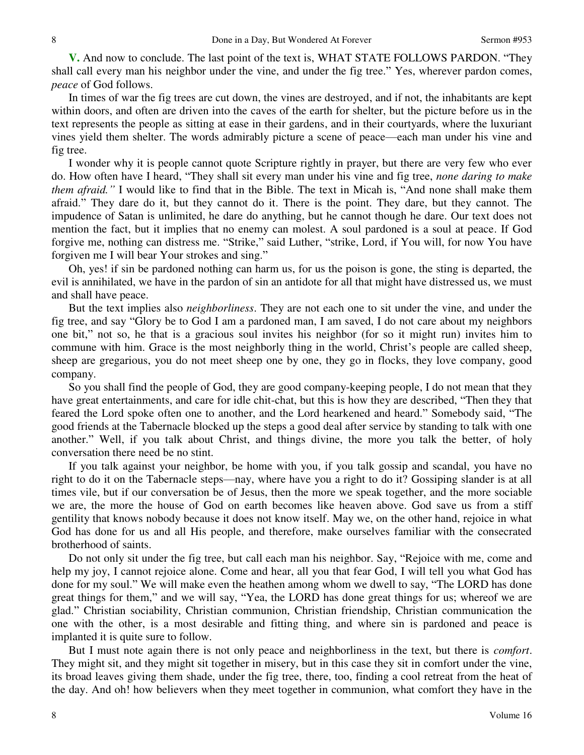**V.** And now to conclude. The last point of the text is, WHAT STATE FOLLOWS PARDON. "They shall call every man his neighbor under the vine, and under the fig tree." Yes, wherever pardon comes, *peace* of God follows.

In times of war the fig trees are cut down, the vines are destroyed, and if not, the inhabitants are kept within doors, and often are driven into the caves of the earth for shelter, but the picture before us in the text represents the people as sitting at ease in their gardens, and in their courtyards, where the luxuriant vines yield them shelter. The words admirably picture a scene of peace—each man under his vine and fig tree.

I wonder why it is people cannot quote Scripture rightly in prayer, but there are very few who ever do. How often have I heard, "They shall sit every man under his vine and fig tree, *none daring to make them afraid."* I would like to find that in the Bible. The text in Micah is, "And none shall make them afraid." They dare do it, but they cannot do it. There is the point. They dare, but they cannot. The impudence of Satan is unlimited, he dare do anything, but he cannot though he dare. Our text does not mention the fact, but it implies that no enemy can molest. A soul pardoned is a soul at peace. If God forgive me, nothing can distress me. "Strike," said Luther, "strike, Lord, if You will, for now You have forgiven me I will bear Your strokes and sing."

Oh, yes! if sin be pardoned nothing can harm us, for us the poison is gone, the sting is departed, the evil is annihilated, we have in the pardon of sin an antidote for all that might have distressed us, we must and shall have peace.

But the text implies also *neighborliness*. They are not each one to sit under the vine, and under the fig tree, and say "Glory be to God I am a pardoned man, I am saved, I do not care about my neighbors one bit," not so, he that is a gracious soul invites his neighbor (for so it might run) invites him to commune with him. Grace is the most neighborly thing in the world, Christ's people are called sheep, sheep are gregarious, you do not meet sheep one by one, they go in flocks, they love company, good company.

So you shall find the people of God, they are good company-keeping people, I do not mean that they have great entertainments, and care for idle chit-chat, but this is how they are described, "Then they that feared the Lord spoke often one to another, and the Lord hearkened and heard." Somebody said, "The good friends at the Tabernacle blocked up the steps a good deal after service by standing to talk with one another." Well, if you talk about Christ, and things divine, the more you talk the better, of holy conversation there need be no stint.

If you talk against your neighbor, be home with you, if you talk gossip and scandal, you have no right to do it on the Tabernacle steps—nay, where have you a right to do it? Gossiping slander is at all times vile, but if our conversation be of Jesus, then the more we speak together, and the more sociable we are, the more the house of God on earth becomes like heaven above. God save us from a stiff gentility that knows nobody because it does not know itself. May we, on the other hand, rejoice in what God has done for us and all His people, and therefore, make ourselves familiar with the consecrated brotherhood of saints.

Do not only sit under the fig tree, but call each man his neighbor. Say, "Rejoice with me, come and help my joy, I cannot rejoice alone. Come and hear, all you that fear God, I will tell you what God has done for my soul." We will make even the heathen among whom we dwell to say, "The LORD has done great things for them," and we will say, "Yea, the LORD has done great things for us; whereof we are glad." Christian sociability, Christian communion, Christian friendship, Christian communication the one with the other, is a most desirable and fitting thing, and where sin is pardoned and peace is implanted it is quite sure to follow.

But I must note again there is not only peace and neighborliness in the text, but there is *comfort*. They might sit, and they might sit together in misery, but in this case they sit in comfort under the vine, its broad leaves giving them shade, under the fig tree, there, too, finding a cool retreat from the heat of the day. And oh! how believers when they meet together in communion, what comfort they have in the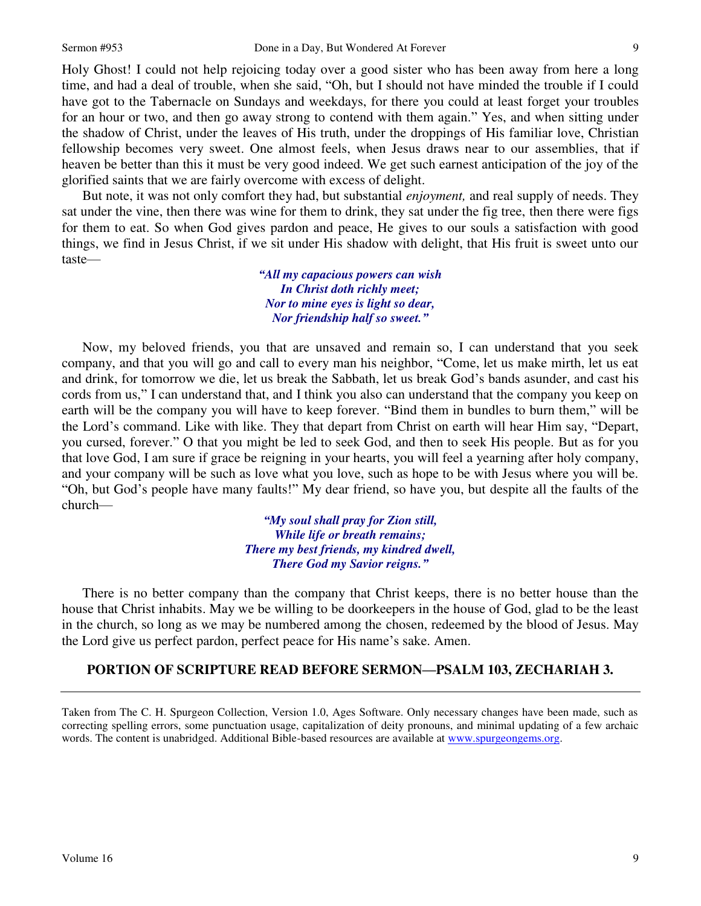Holy Ghost! I could not help rejoicing today over a good sister who has been away from here a long time, and had a deal of trouble, when she said, "Oh, but I should not have minded the trouble if I could have got to the Tabernacle on Sundays and weekdays, for there you could at least forget your troubles for an hour or two, and then go away strong to contend with them again." Yes, and when sitting under the shadow of Christ, under the leaves of His truth, under the droppings of His familiar love, Christian fellowship becomes very sweet. One almost feels, when Jesus draws near to our assemblies, that if heaven be better than this it must be very good indeed. We get such earnest anticipation of the joy of the glorified saints that we are fairly overcome with excess of delight.

But note, it was not only comfort they had, but substantial *enjoyment,* and real supply of needs. They sat under the vine, then there was wine for them to drink, they sat under the fig tree, then there were figs for them to eat. So when God gives pardon and peace, He gives to our souls a satisfaction with good things, we find in Jesus Christ, if we sit under His shadow with delight, that His fruit is sweet unto our taste—

> ***"All my capacious powers can wish***
> ***In Christ doth richly meet;***
> ***Nor to mine eyes is light so dear,***
> ***Nor friendship half so sweet."***

Now, my beloved friends, you that are unsaved and remain so, I can understand that you seek company, and that you will go and call to every man his neighbor, "Come, let us make mirth, let us eat and drink, for tomorrow we die, let us break the Sabbath, let us break God's bands asunder, and cast his cords from us," I can understand that, and I think you also can understand that the company you keep on earth will be the company you will have to keep forever. "Bind them in bundles to burn them," will be the Lord's command. Like with like. They that depart from Christ on earth will hear Him say, "Depart, you cursed, forever." O that you might be led to seek God, and then to seek His people. But as for you that love God, I am sure if grace be reigning in your hearts, you will feel a yearning after holy company, and your company will be such as love what you love, such as hope to be with Jesus where you will be. "Oh, but God's people have many faults!" My dear friend, so have you, but despite all the faults of the church—

> ***"My soul shall pray for Zion still,***
> ***While life or breath remains;***
> ***There my best friends, my kindred dwell,***
> ***There God my Savior reigns."***

There is no better company than the company that Christ keeps, there is no better house than the house that Christ inhabits. May we be willing to be doorkeepers in the house of God, glad to be the least in the church, so long as we may be numbered among the chosen, redeemed by the blood of Jesus. May the Lord give us perfect pardon, perfect peace for His name's sake. Amen.

**PORTION OF SCRIPTURE READ BEFORE SERMON—PSALM 103, ZECHARIAH 3.**

---

Taken from The C. H. Spurgeon Collection, Version 1.0, Ages Software. Only necessary changes have been made, such as correcting spelling errors, some punctuation usage, capitalization of deity pronouns, and minimal updating of a few archaic words. The content is unabridged. Additional Bible-based resources are available at www.spurgeongems.org.